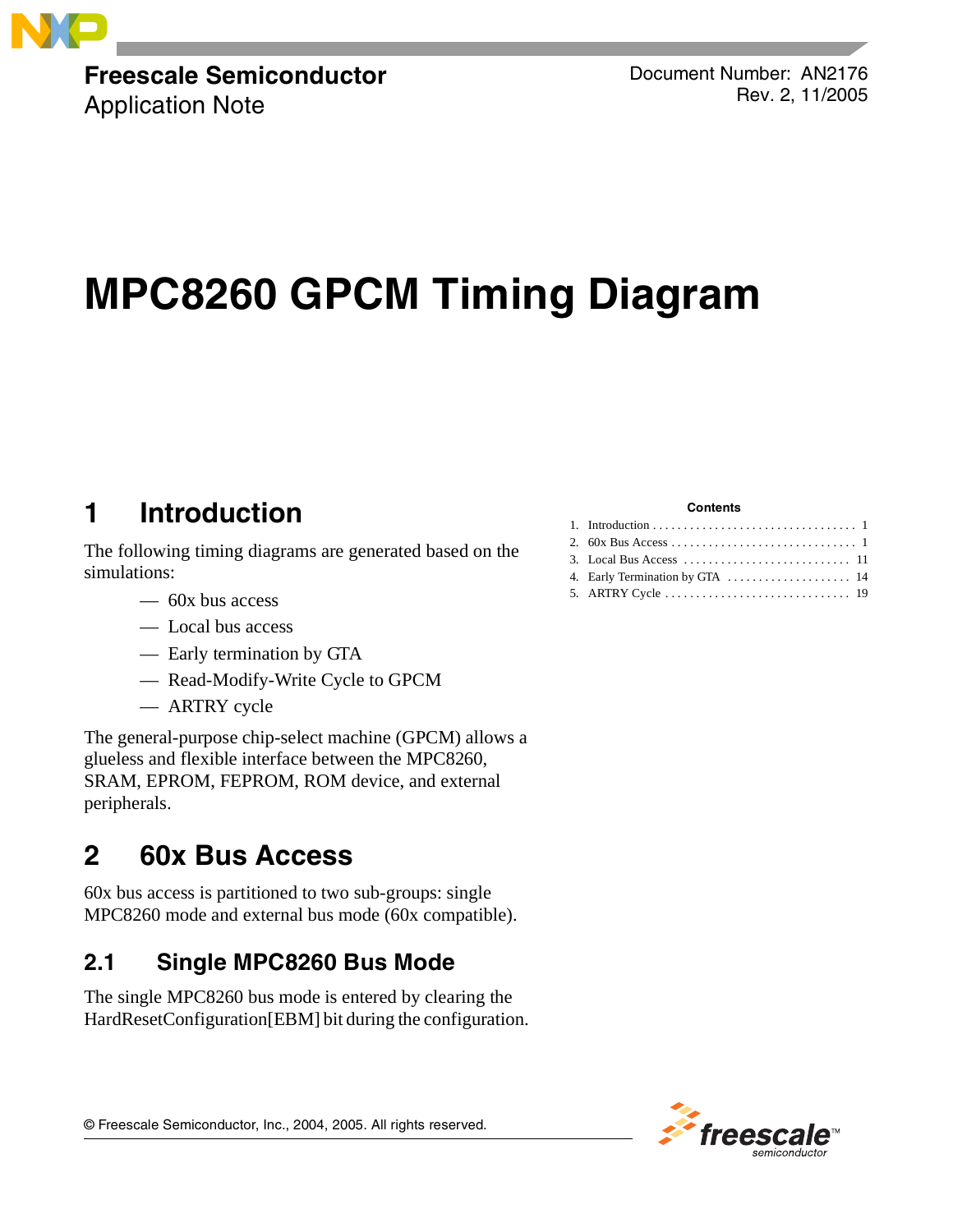Freescale Semiconductor
Application Note

Document Number: AN2176
Rev. 2, 11/2005

# MPC8260 GPCM Timing Diagram

**Contents**

1. Introduction . . . . . . . . . . . . . . . . . . . . . . . . . . . . . . . . 1
2. 60x Bus Access . . . . . . . . . . . . . . . . . . . . . . . . . . . . . 1
3. Local Bus Access . . . . . . . . . . . . . . . . . . . . . . . . . . 11
4. Early Termination by GTA . . . . . . . . . . . . . . . . . . . 14
5. ARTRY Cycle . . . . . . . . . . . . . . . . . . . . . . . . . . . . . 19

## 1 Introduction

The following timing diagrams are generated based on the simulations:

- 60x bus access
- Local bus access
- Early termination by GTA
- Read-Modify-Write Cycle to GPCM
- ARTRY cycle

The general-purpose chip-select machine (GPCM) allows a glueless and flexible interface between the MPC8260, SRAM, EPROM, FEPROM, ROM device, and external peripherals.

## 2 60x Bus Access

60x bus access is partitioned to two sub-groups: single MPC8260 mode and external bus mode (60x compatible).

### 2.1 Single MPC8260 Bus Mode

The single MPC8260 bus mode is entered by clearing the HardResetConfiguration[EBM] bit during the configuration.

© Freescale Semiconductor, Inc., 2004, 2005. All rights reserved.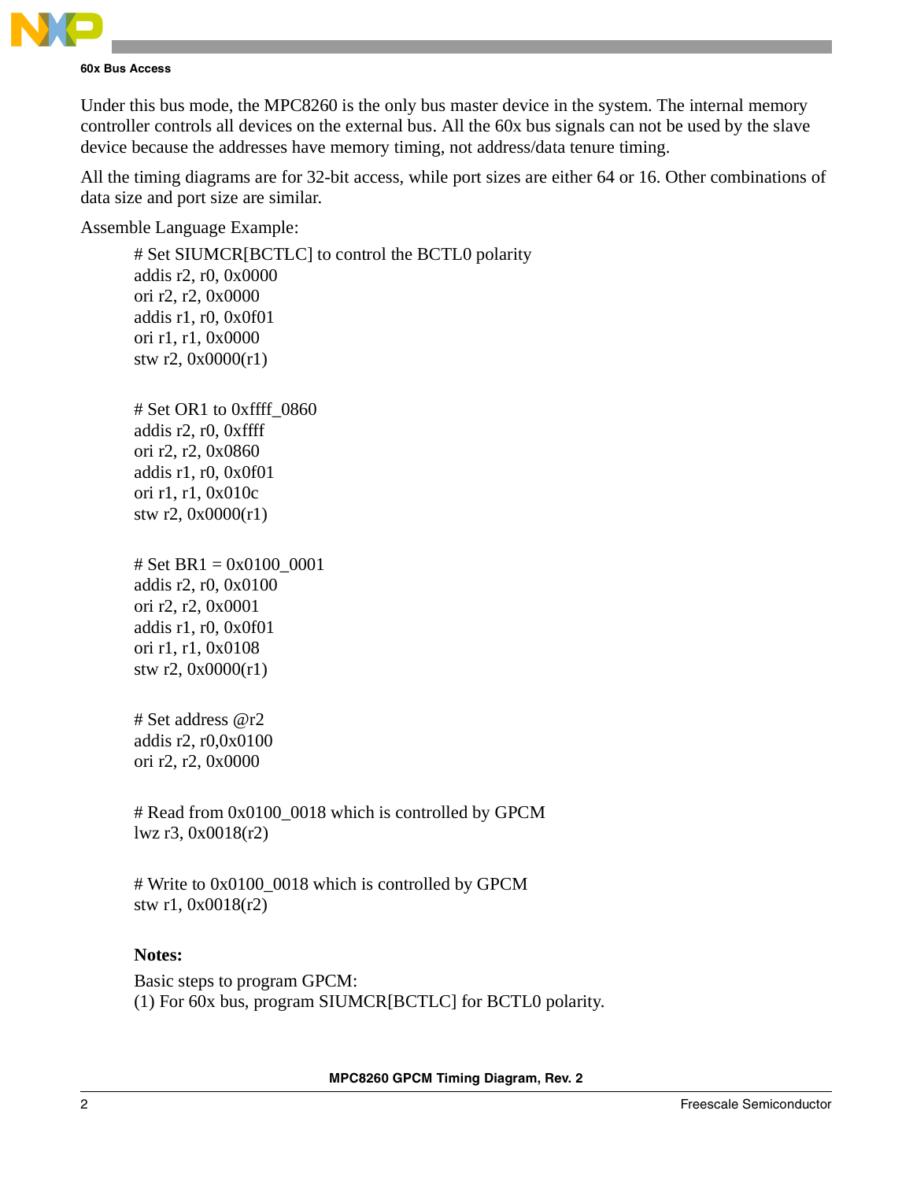Under this bus mode, the MPC8260 is the only bus master device in the system. The internal memory controller controls all devices on the external bus. All the 60x bus signals can not be used by the slave device because the addresses have memory timing, not address/data tenure timing.

All the timing diagrams are for 32-bit access, while port sizes are either 64 or 16. Other combinations of data size and port size are similar.

Assemble Language Example:

```
# Set SIUMCR[BCTLC] to control the BCTL0 polarity
addis r2, r0, 0x0000
ori r2, r2, 0x0000
addis r1, r0, 0x0f01
ori r1, r1, 0x0000
stw r2, 0x0000(r1)

# Set OR1 to 0xffff_0860
addis r2, r0, 0xffff
ori r2, r2, 0x0860
addis r1, r0, 0x0f01
ori r1, r1, 0x010c
stw r2, 0x0000(r1)

# Set BR1 = 0x0100_0001
addis r2, r0, 0x0100
ori r2, r2, 0x0001
addis r1, r0, 0x0f01
ori r1, r1, 0x0108
stw r2, 0x0000(r1)

# Set address @r2
addis r2, r0,0x0100
ori r2, r2, 0x0000

# Read from 0x0100_0018 which is controlled by GPCM
lwz r3, 0x0018(r2)

# Write to 0x0100_0018 which is controlled by GPCM
stw r1, 0x0018(r2)
```

**Notes:**

Basic steps to program GPCM:
(1) For 60x bus, program SIUMCR[BCTLC] for BCTL0 polarity.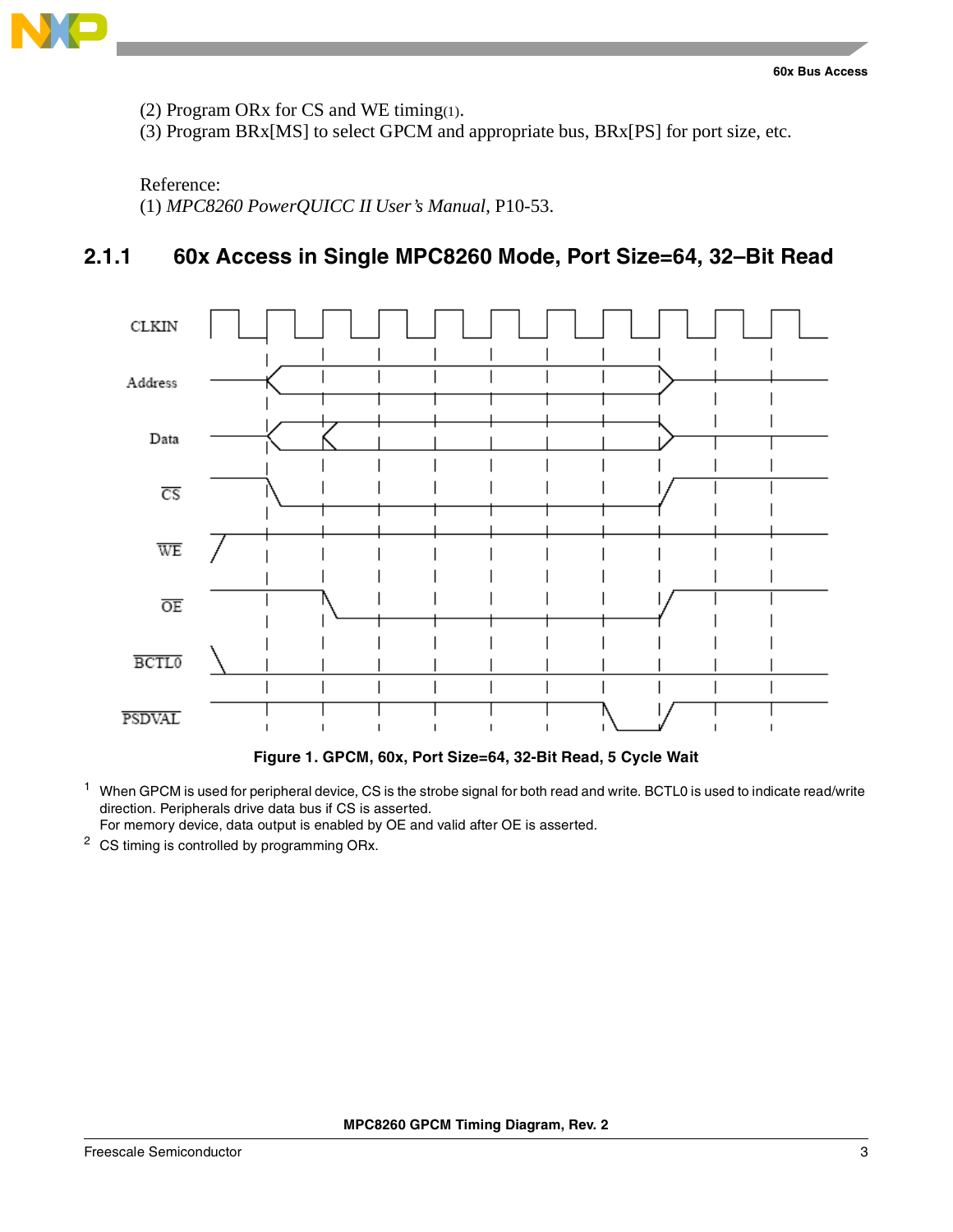(2) Program ORx for CS and WE timing(1).
(3) Program BRx[MS] to select GPCM and appropriate bus, BRx[PS] for port size, etc.

Reference:
(1) *MPC8260 PowerQUICC II User's Manual*, P10-53.

### 2.1.1 60x Access in Single MPC8260 Mode, Port Size=64, 32–Bit Read

**Figure 1. GPCM, 60x, Port Size=64, 32-Bit Read, 5 Cycle Wait**

[1] When GPCM is used for peripheral device, CS is the strobe signal for both read and write. BCTL0 is used to indicate read/write direction. Peripherals drive data bus if CS is asserted.
For memory device, data output is enabled by OE and valid after OE is asserted.

[2] CS timing is controlled by programming ORx.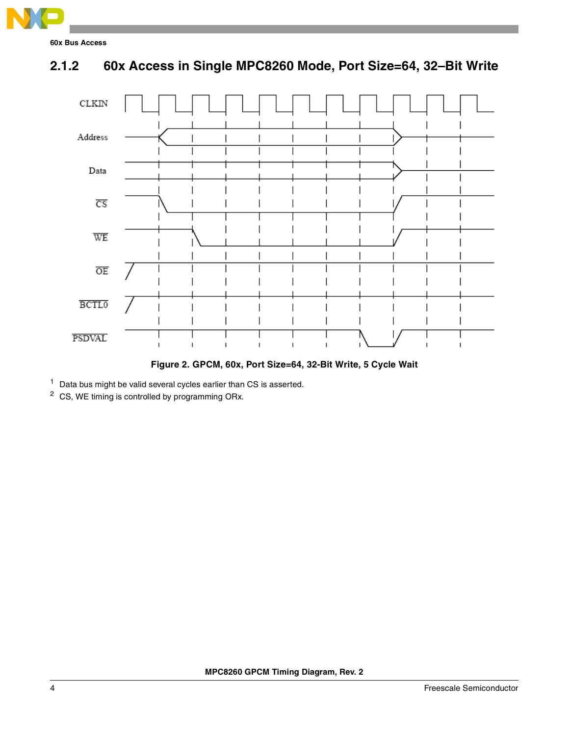### 2.1.2 60x Access in Single MPC8260 Mode, Port Size=64, 32–Bit Write

Figure 2. GPCM, 60x, Port Size=64, 32-Bit Write, 5 Cycle Wait

[1] Data bus might be valid several cycles earlier than CS is asserted.

[2] CS, WE timing is controlled by programming ORx.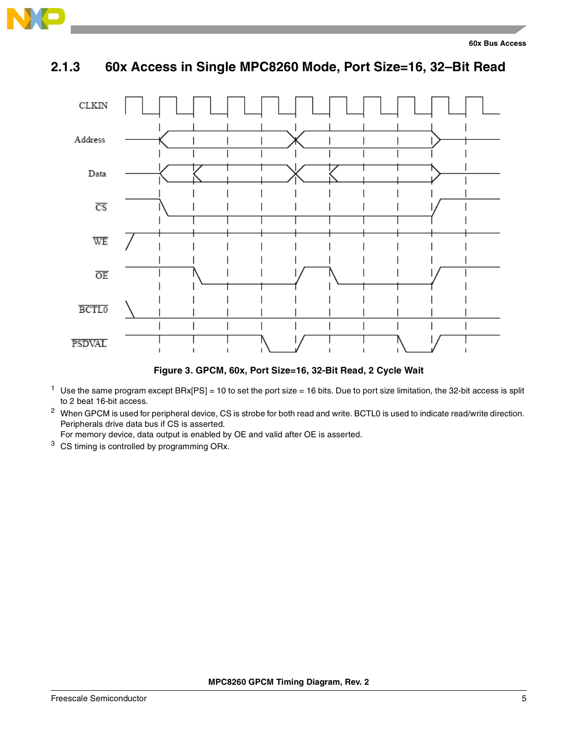### 2.1.3 60x Access in Single MPC8260 Mode, Port Size=16, 32–Bit Read

Figure 3. GPCM, 60x, Port Size=16, 32-Bit Read, 2 Cycle Wait

[1] Use the same program except BRx[PS] = 10 to set the port size = 16 bits. Due to port size limitation, the 32-bit access is split to 2 beat 16-bit access.

[2] When GPCM is used for peripheral device, CS is strobe for both read and write. BCTL0 is used to indicate read/write direction. Peripherals drive data bus if CS is asserted.
For memory device, data output is enabled by OE and valid after OE is asserted.

[3] CS timing is controlled by programming ORx.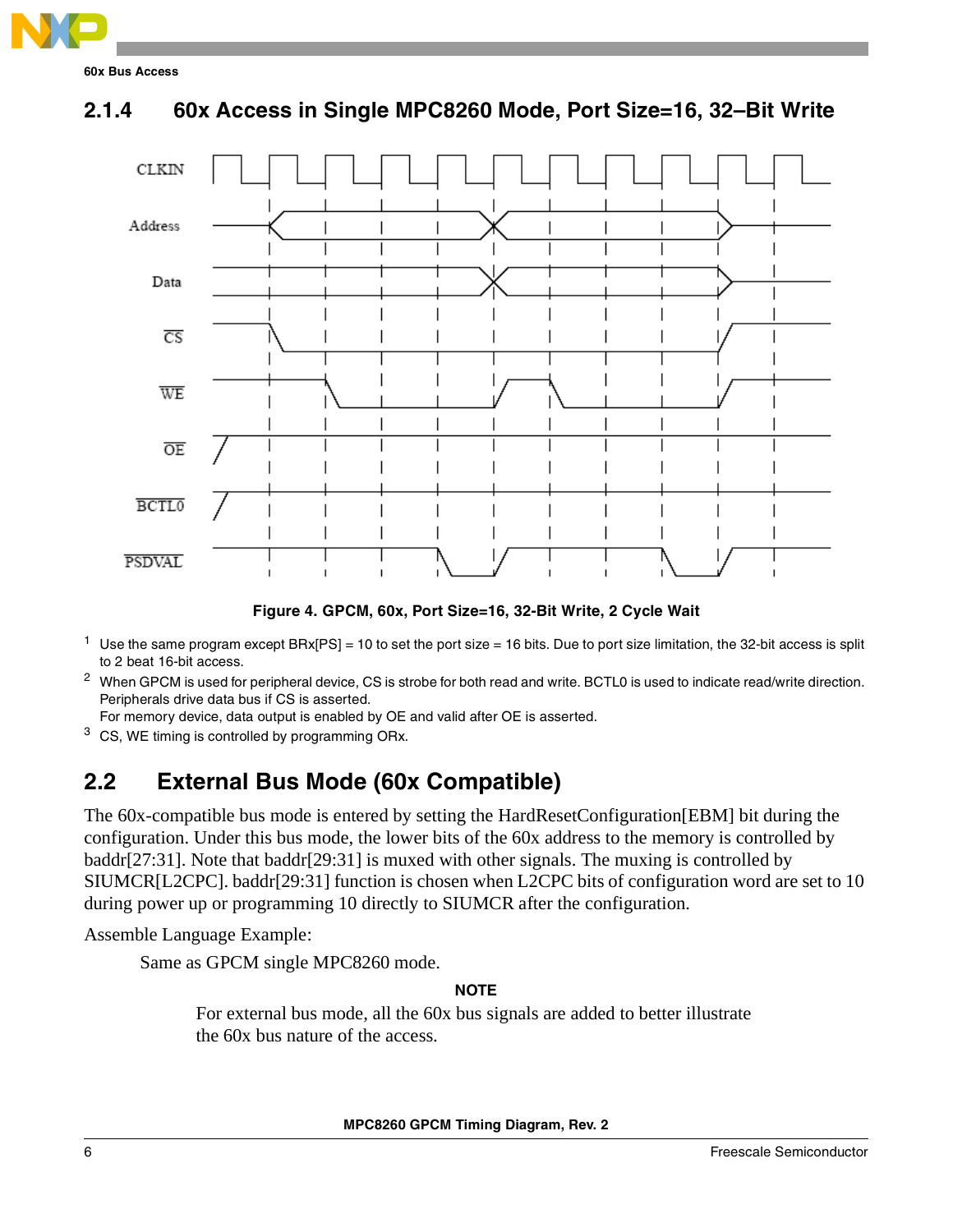## 2.1.4 60x Access in Single MPC8260 Mode, Port Size=16, 32–Bit Write

**Figure 4. GPCM, 60x, Port Size=16, 32-Bit Write, 2 Cycle Wait**

[1] Use the same program except BRx[PS] = 10 to set the port size = 16 bits. Due to port size limitation, the 32-bit access is split to 2 beat 16-bit access.

[2] When GPCM is used for peripheral device, CS is strobe for both read and write. BCTL0 is used to indicate read/write direction. Peripherals drive data bus if CS is asserted.
For memory device, data output is enabled by OE and valid after OE is asserted.

[3] CS, WE timing is controlled by programming ORx.

## 2.2 External Bus Mode (60x Compatible)

The 60x-compatible bus mode is entered by setting the HardResetConfiguration[EBM] bit during the configuration. Under this bus mode, the lower bits of the 60x address to the memory is controlled by baddr[27:31]. Note that baddr[29:31] is muxed with other signals. The muxing is controlled by SIUMCR[L2CPC]. baddr[29:31] function is chosen when L2CPC bits of configuration word are set to 10 during power up or programming 10 directly to SIUMCR after the configuration.

Assemble Language Example:

Same as GPCM single MPC8260 mode.

**NOTE**

For external bus mode, all the 60x bus signals are added to better illustrate the 60x bus nature of the access.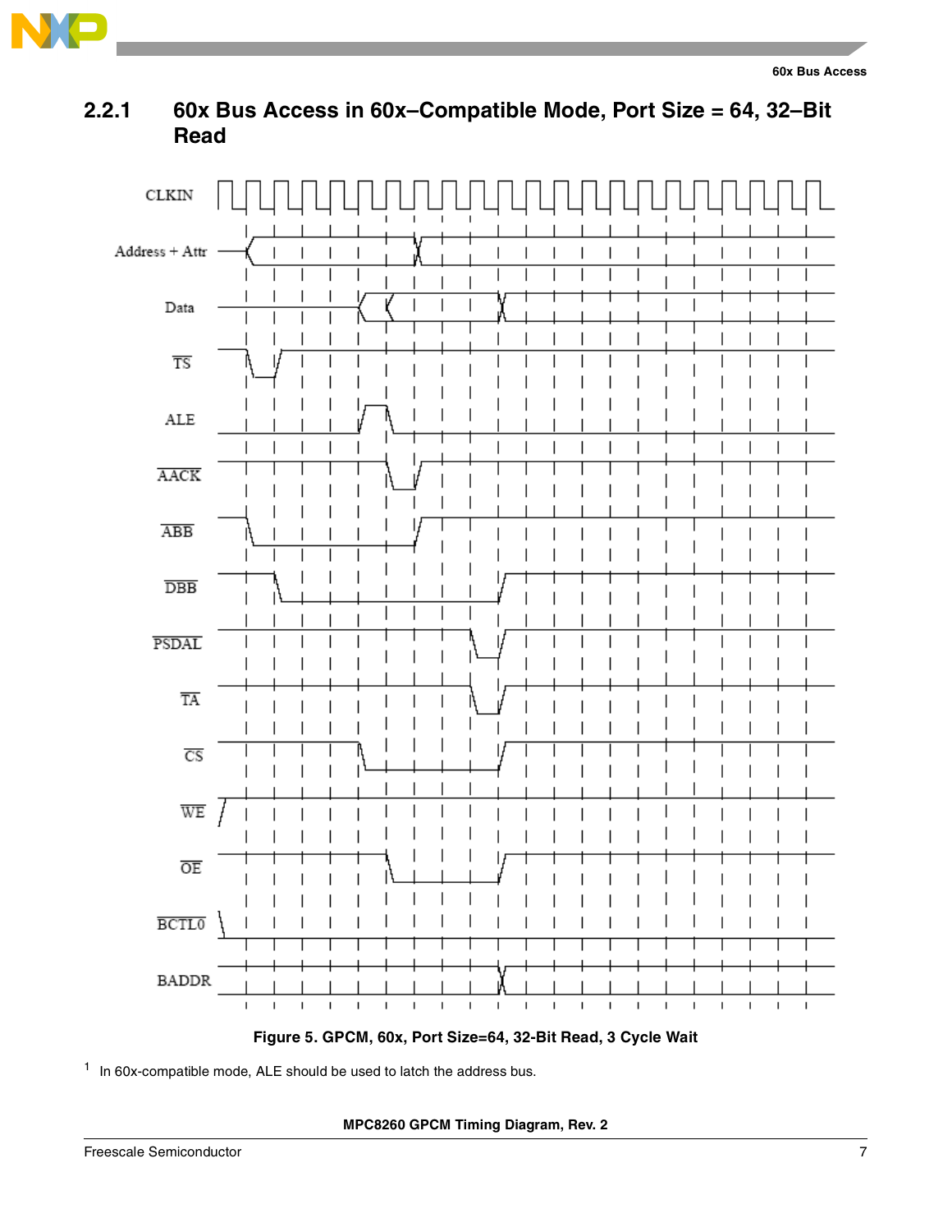## 2.2.1 60x Bus Access in 60x–Compatible Mode, Port Size = 64, 32–Bit Read

Figure 5. GPCM, 60x, Port Size=64, 32-Bit Read, 3 Cycle Wait

[1] In 60x-compatible mode, ALE should be used to latch the address bus.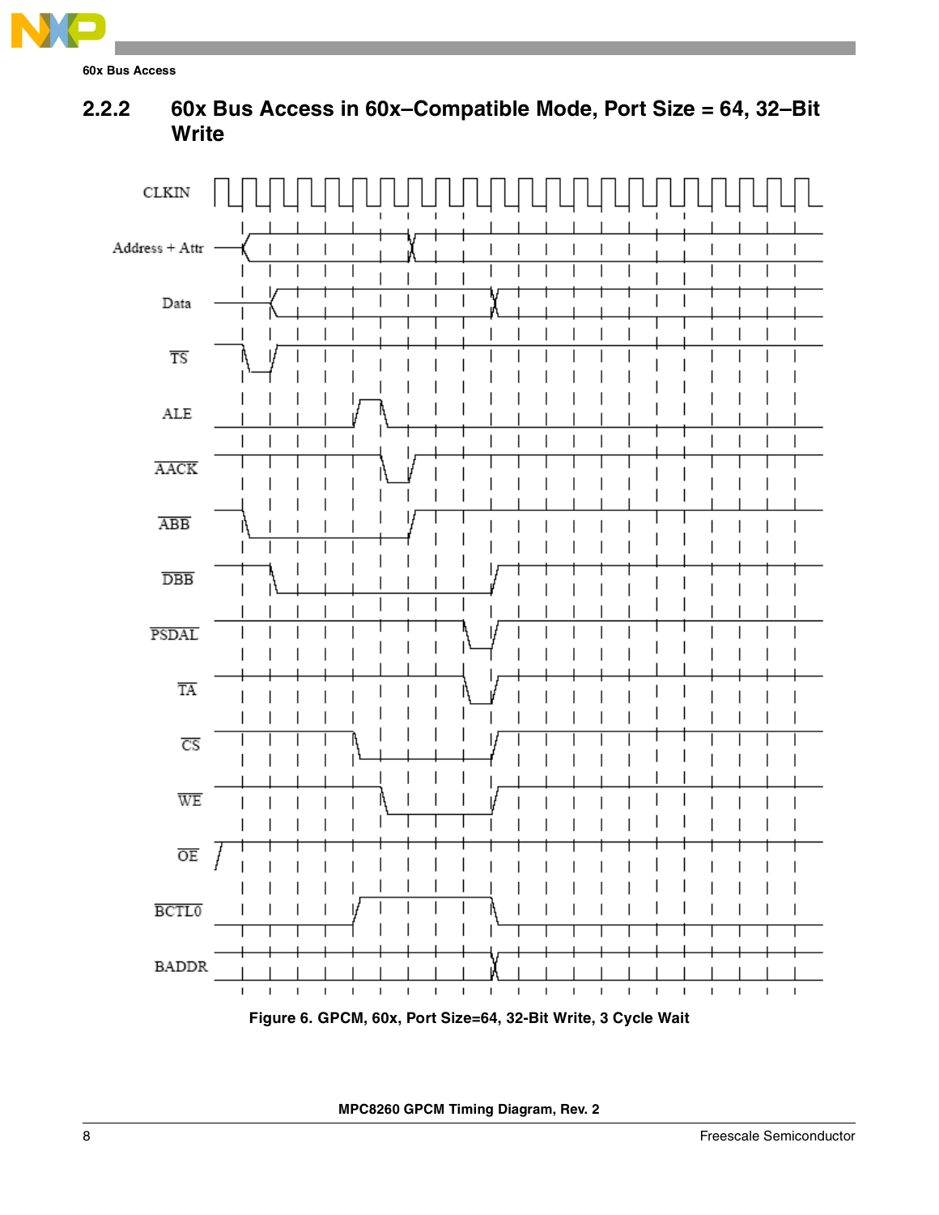## 2.2.2 60x Bus Access in 60x–Compatible Mode, Port Size = 64, 32–Bit Write

Figure 6. GPCM, 60x, Port Size=64, 32-Bit Write, 3 Cycle Wait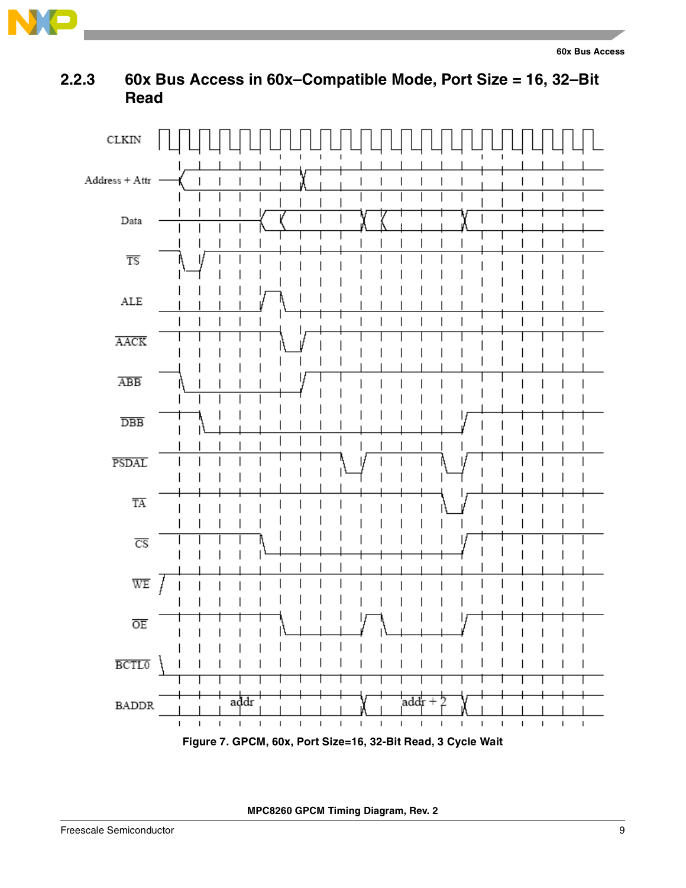### 2.2.3 60x Bus Access in 60x–Compatible Mode, Port Size = 16, 32–Bit Read

Figure 7. GPCM, 60x, Port Size=16, 32-Bit Read, 3 Cycle Wait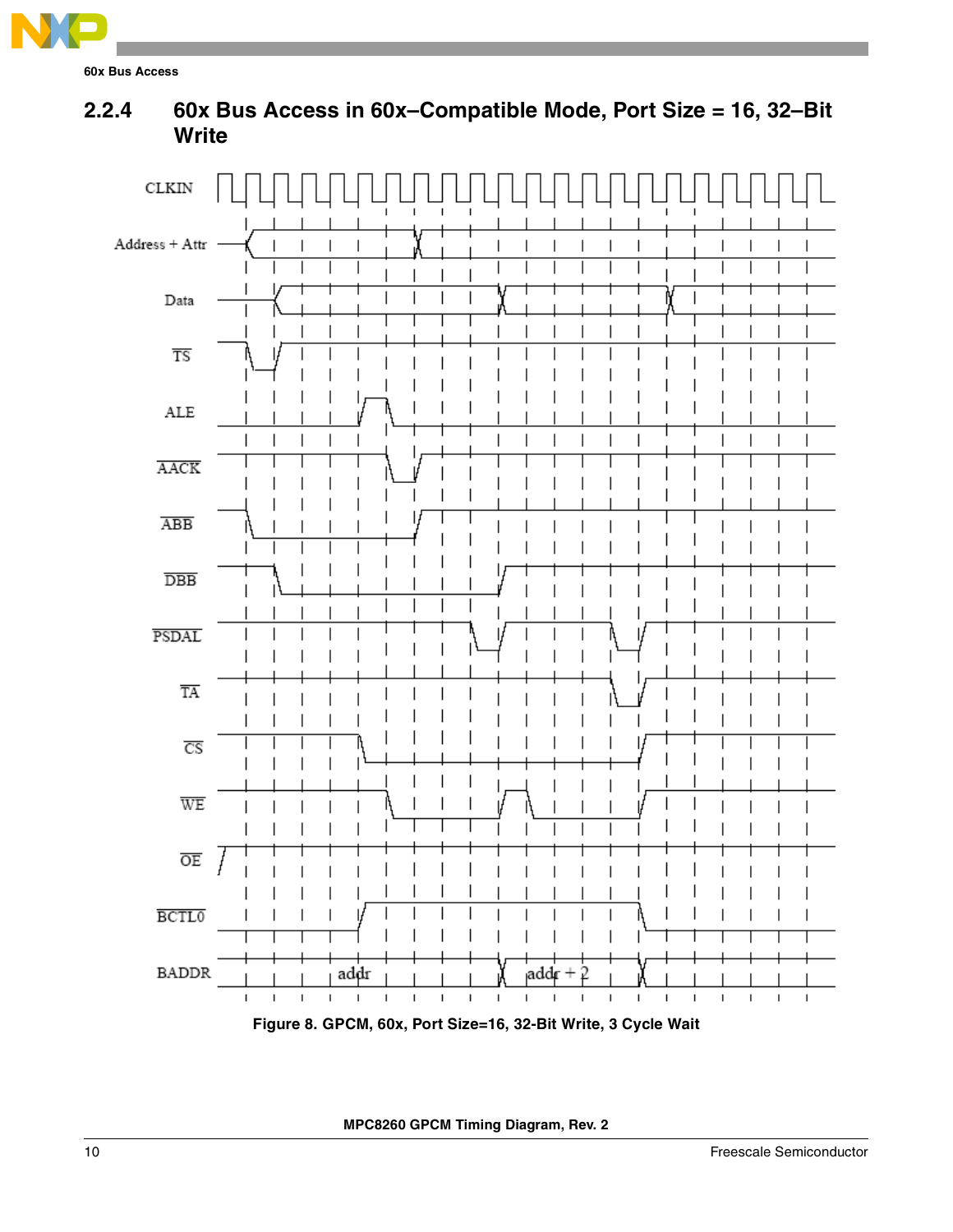## 2.2.4 60x Bus Access in 60x–Compatible Mode, Port Size = 16, 32–Bit Write

Figure 8. GPCM, 60x, Port Size=16, 32-Bit Write, 3 Cycle Wait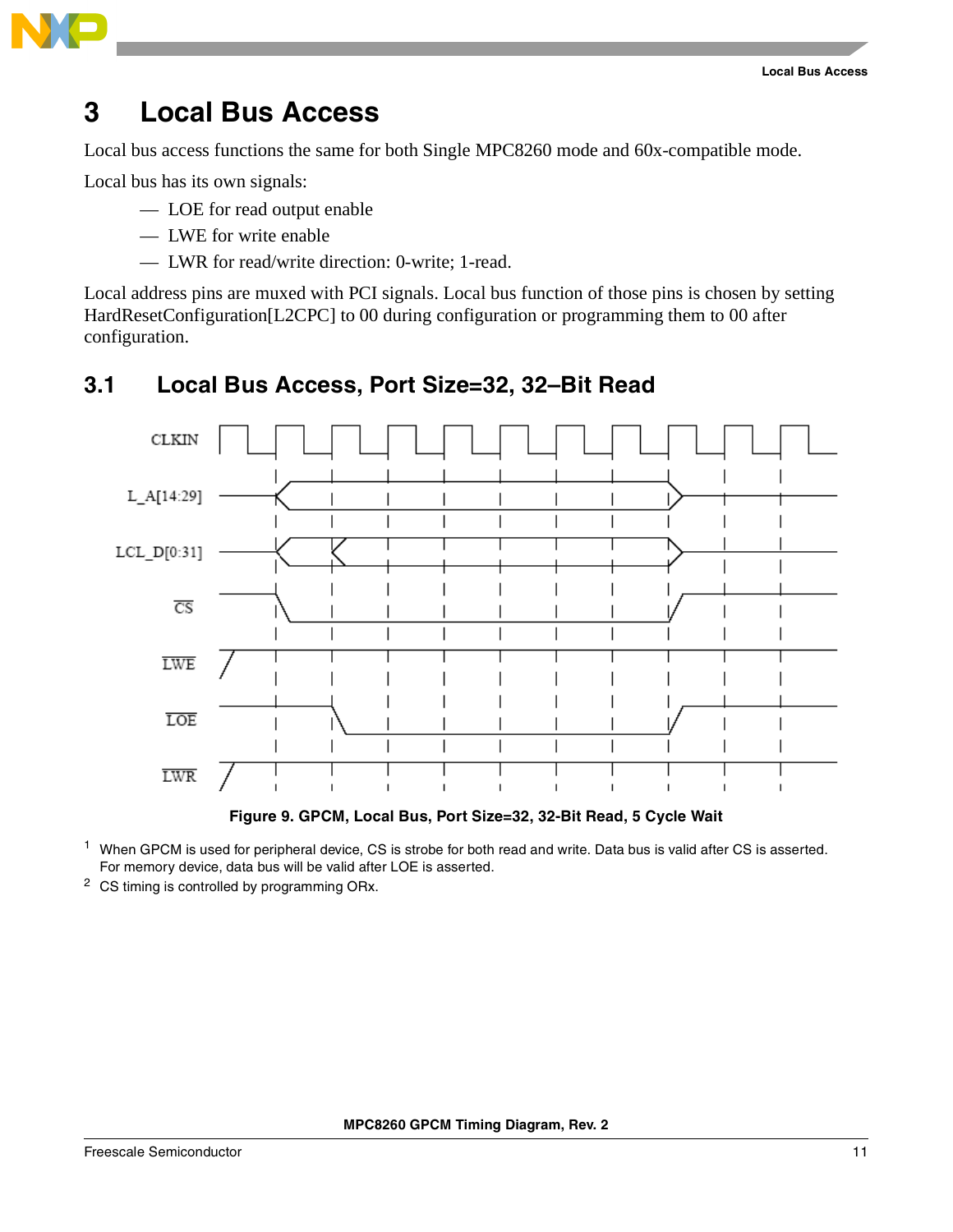# 3 Local Bus Access

Local bus access functions the same for both Single MPC8260 mode and 60x-compatible mode.

Local bus has its own signals:

- LOE for read output enable
- LWE for write enable
- LWR for read/write direction: 0-write; 1-read.

Local address pins are muxed with PCI signals. Local bus function of those pins is chosen by setting HardResetConfiguration[L2CPC] to 00 during configuration or programming them to 00 after configuration.

## 3.1 Local Bus Access, Port Size=32, 32–Bit Read

**Figure 9. GPCM, Local Bus, Port Size=32, 32-Bit Read, 5 Cycle Wait**

[1] When GPCM is used for peripheral device, CS is strobe for both read and write. Data bus is valid after CS is asserted. For memory device, data bus will be valid after LOE is asserted.

[2] CS timing is controlled by programming ORx.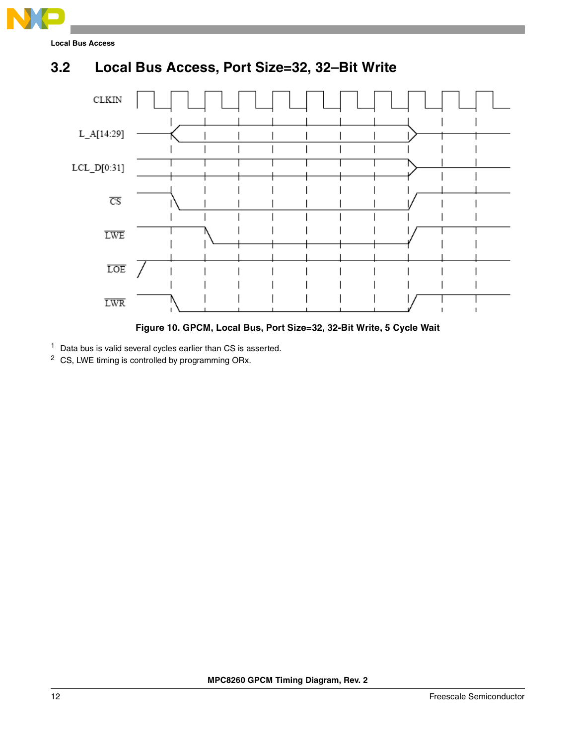## 3.2 Local Bus Access, Port Size=32, 32–Bit Write

Figure 10. GPCM, Local Bus, Port Size=32, 32-Bit Write, 5 Cycle Wait

[1] Data bus is valid several cycles earlier than CS is asserted.

[2] CS, LWE timing is controlled by programming ORx.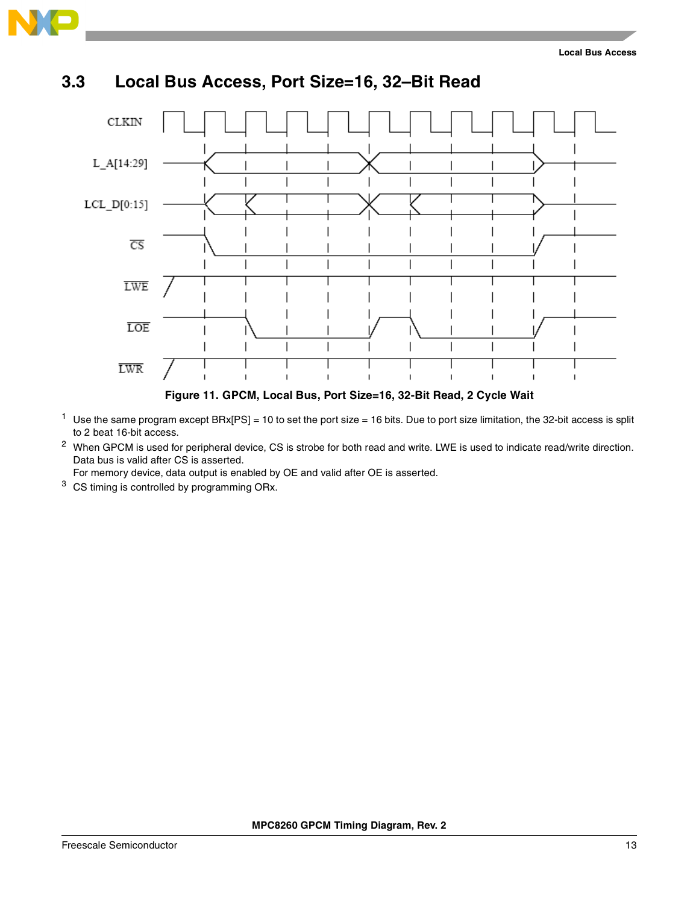## 3.3 Local Bus Access, Port Size=16, 32–Bit Read

Figure 11. GPCM, Local Bus, Port Size=16, 32-Bit Read, 2 Cycle Wait

1. Use the same program except BRx[PS] = 10 to set the port size = 16 bits. Due to port size limitation, the 32-bit access is split to 2 beat 16-bit access.
2. When GPCM is used for peripheral device, CS is strobe for both read and write. LWE is used to indicate read/write direction. Data bus is valid after CS is asserted.
   For memory device, data output is enabled by OE and valid after OE is asserted.
3. CS timing is controlled by programming ORx.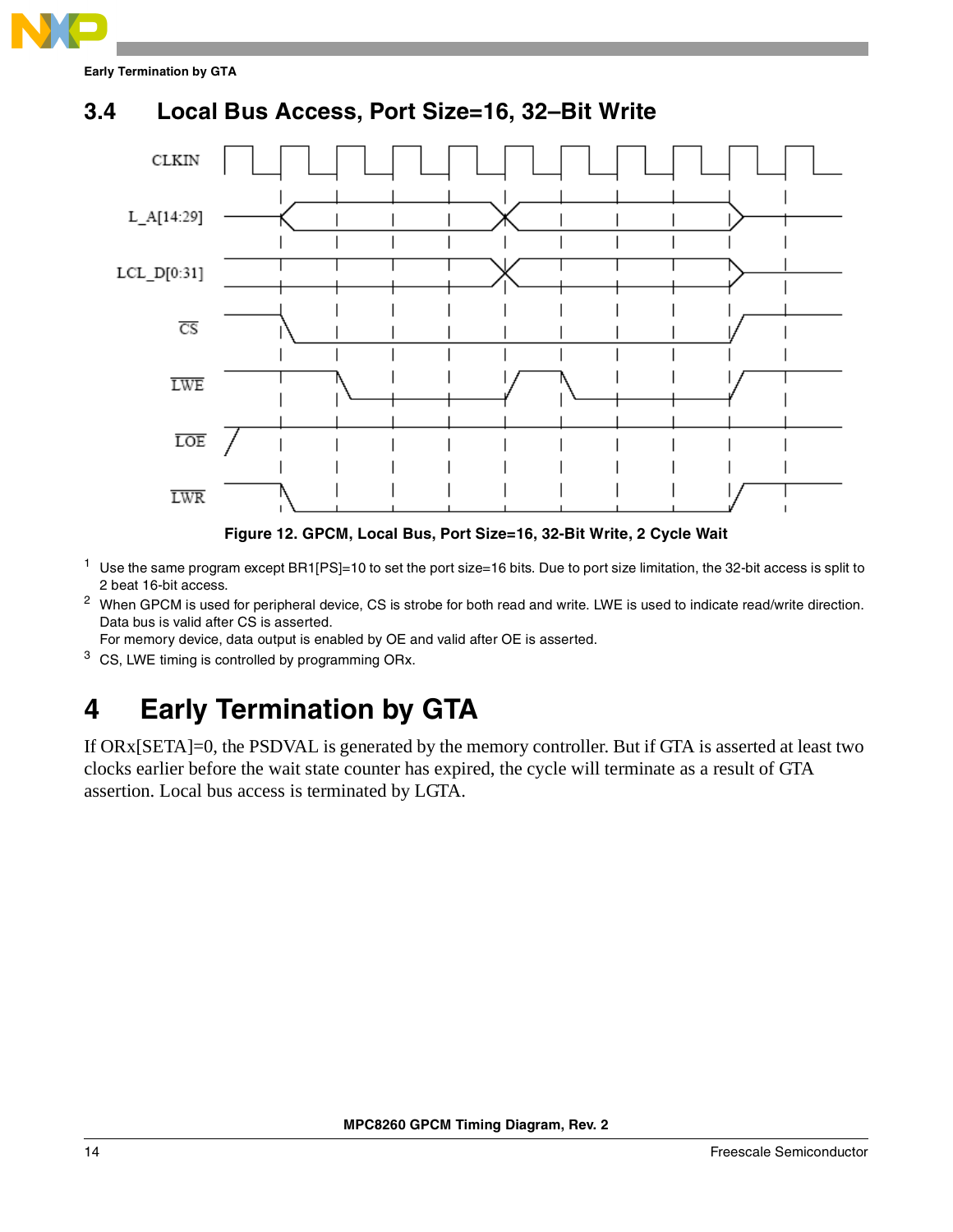## 3.4 Local Bus Access, Port Size=16, 32–Bit Write

Figure 12. GPCM, Local Bus, Port Size=16, 32-Bit Write, 2 Cycle Wait

[1] Use the same program except BR1[PS]=10 to set the port size=16 bits. Due to port size limitation, the 32-bit access is split to 2 beat 16-bit access.

[2] When GPCM is used for peripheral device, CS is strobe for both read and write. LWE is used to indicate read/write direction. Data bus is valid after CS is asserted.
For memory device, data output is enabled by OE and valid after OE is asserted.

[3] CS, LWE timing is controlled by programming ORx.

# 4 Early Termination by GTA

If ORx[SETA]=0, the PSDVAL is generated by the memory controller. But if GTA is asserted at least two clocks earlier before the wait state counter has expired, the cycle will terminate as a result of GTA assertion. Local bus access is terminated by LGTA.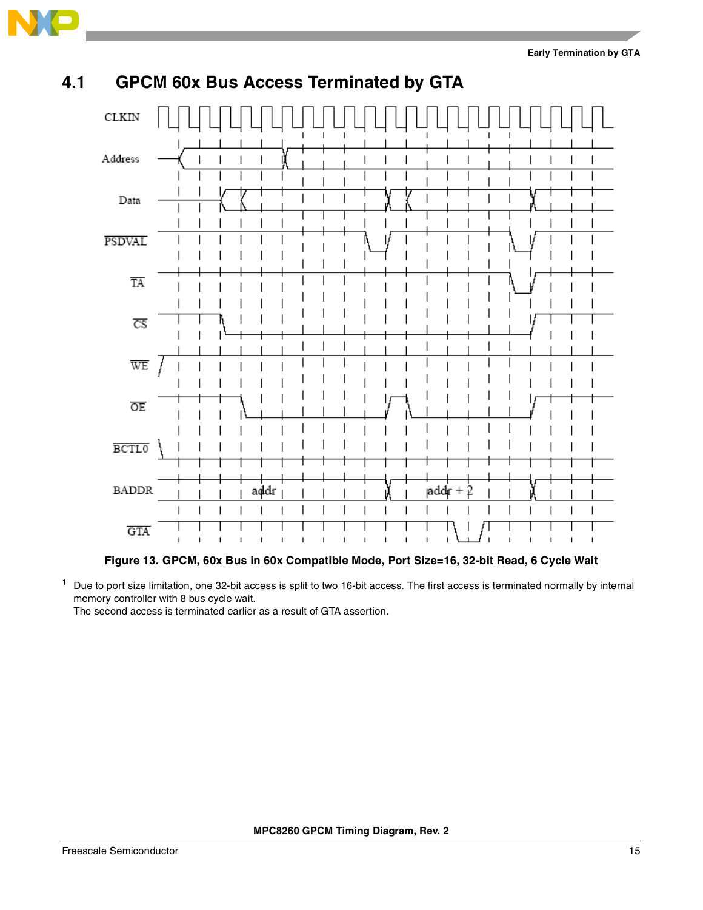## 4.1 GPCM 60x Bus Access Terminated by GTA

**Figure 13. GPCM, 60x Bus in 60x Compatible Mode, Port Size=16, 32-bit Read, 6 Cycle Wait**

[1] Due to port size limitation, one 32-bit access is split to two 16-bit access. The first access is terminated normally by internal memory controller with 8 bus cycle wait.
The second access is terminated earlier as a result of GTA assertion.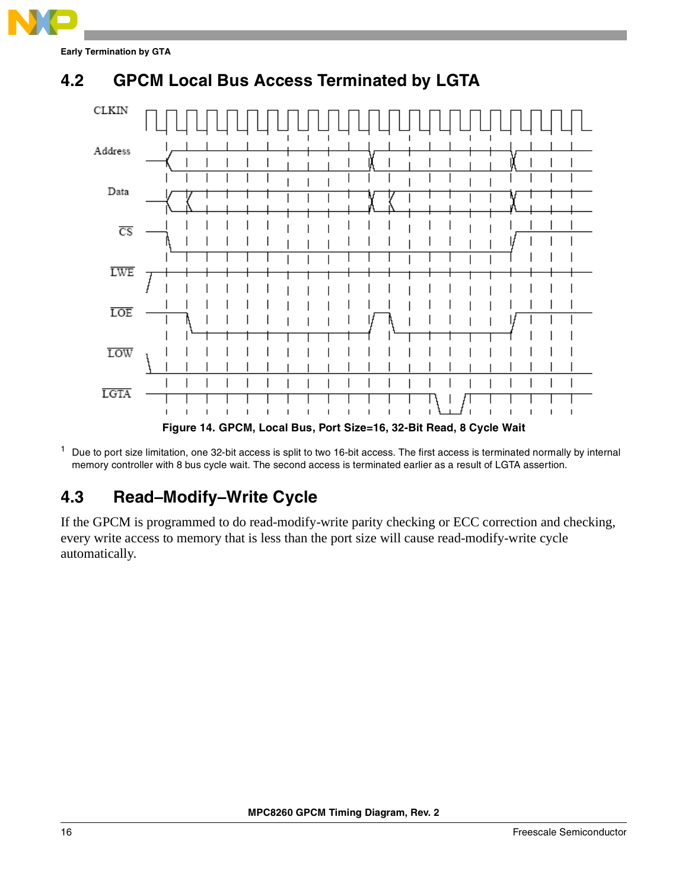## 4.2 GPCM Local Bus Access Terminated by LGTA

**Figure 14. GPCM, Local Bus, Port Size=16, 32-Bit Read, 8 Cycle Wait**

[1] Due to port size limitation, one 32-bit access is split to two 16-bit access. The first access is terminated normally by internal memory controller with 8 bus cycle wait. The second access is terminated earlier as a result of LGTA assertion.

## 4.3 Read–Modify–Write Cycle

If the GPCM is programmed to do read-modify-write parity checking or ECC correction and checking, every write access to memory that is less than the port size will cause read-modify-write cycle automatically.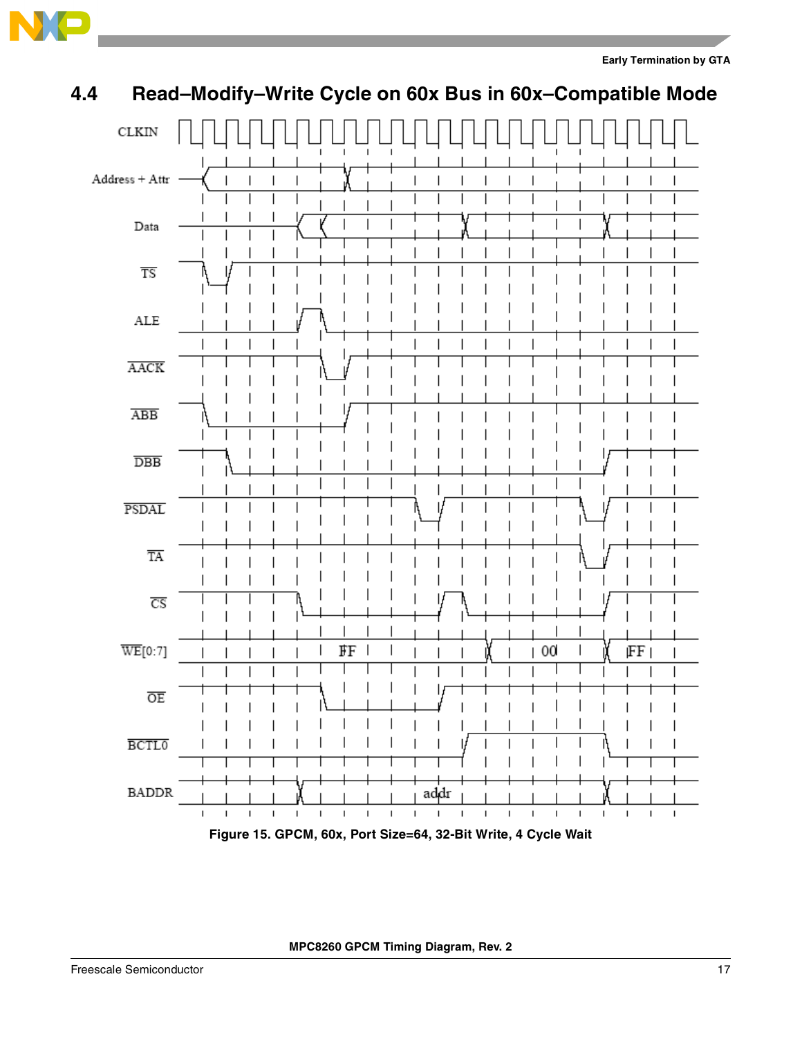## 4.4 Read–Modify–Write Cycle on 60x Bus in 60x–Compatible Mode

CLKIN

Address + Attr

Data

TS

ALE

AACK

ABB

DBB

PSDAL

TA

CS

WE[0:7] FF 00 FF

OE

BCTL0

BADDR addr

**Figure 15. GPCM, 60x, Port Size=64, 32-Bit Write, 4 Cycle Wait**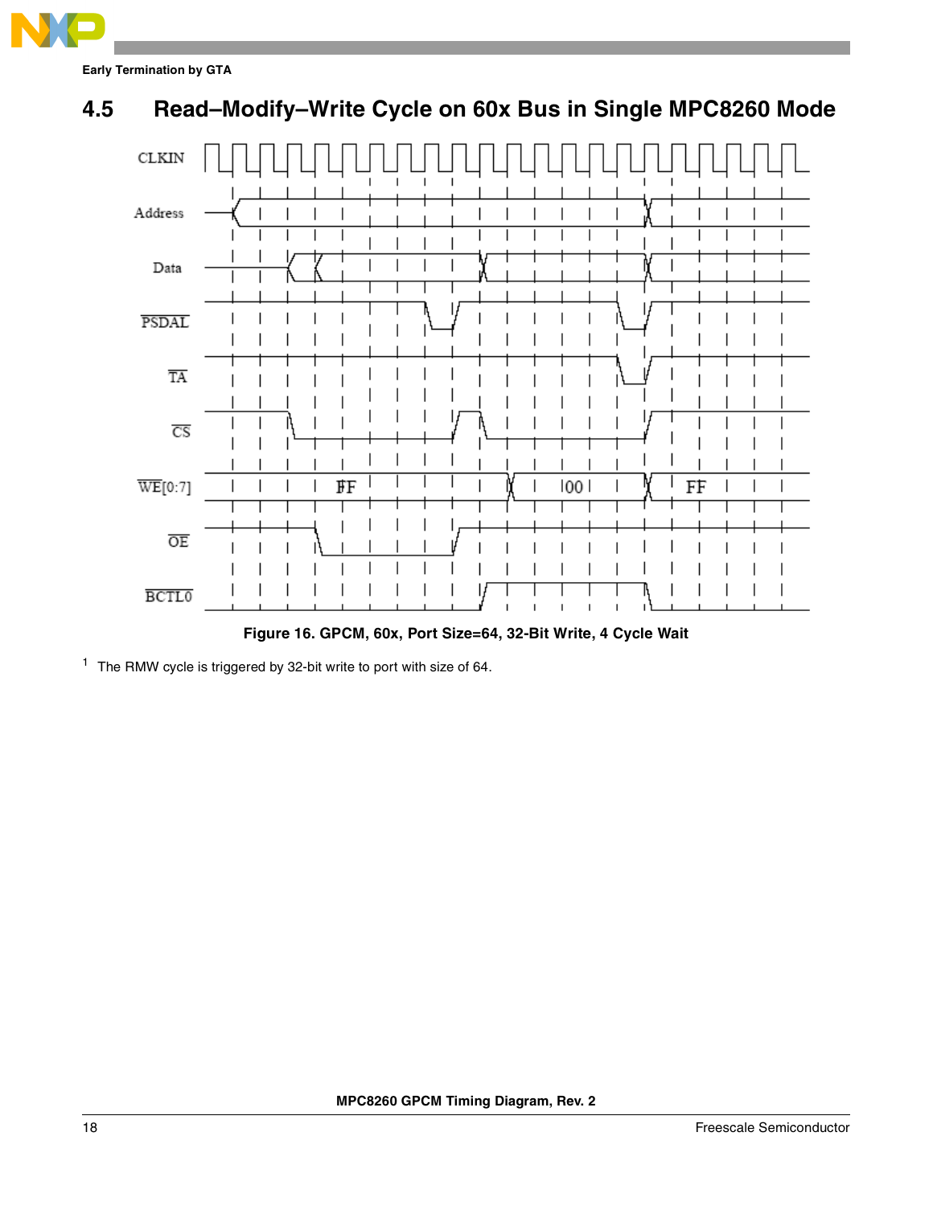## 4.5 Read–Modify–Write Cycle on 60x Bus in Single MPC8260 Mode

Figure 16. GPCM, 60x, Port Size=64, 32-Bit Write, 4 Cycle Wait

[1] The RMW cycle is triggered by 32-bit write to port with size of 64.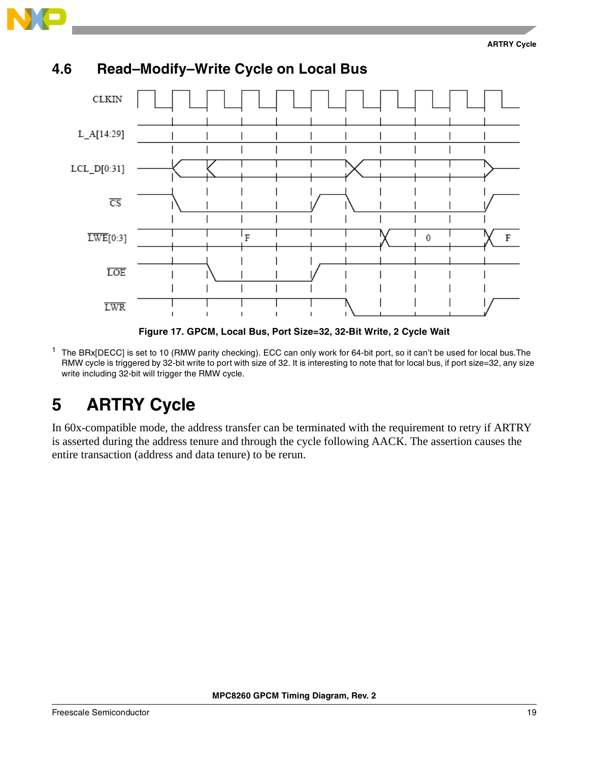## 4.6 Read–Modify–Write Cycle on Local Bus

Figure 17. GPCM, Local Bus, Port Size=32, 32-Bit Write, 2 Cycle Wait

[1] The BRx[DECC] is set to 10 (RMW parity checking). ECC can only work for 64-bit port, so it can't be used for local bus.The RMW cycle is triggered by 32-bit write to port with size of 32. It is interesting to note that for local bus, if port size=32, any size write including 32-bit will trigger the RMW cycle.

# 5 ARTRY Cycle

In 60x-compatible mode, the address transfer can be terminated with the requirement to retry if ARTRY is asserted during the address tenure and through the cycle following AACK. The assertion causes the entire transaction (address and data tenure) to be rerun.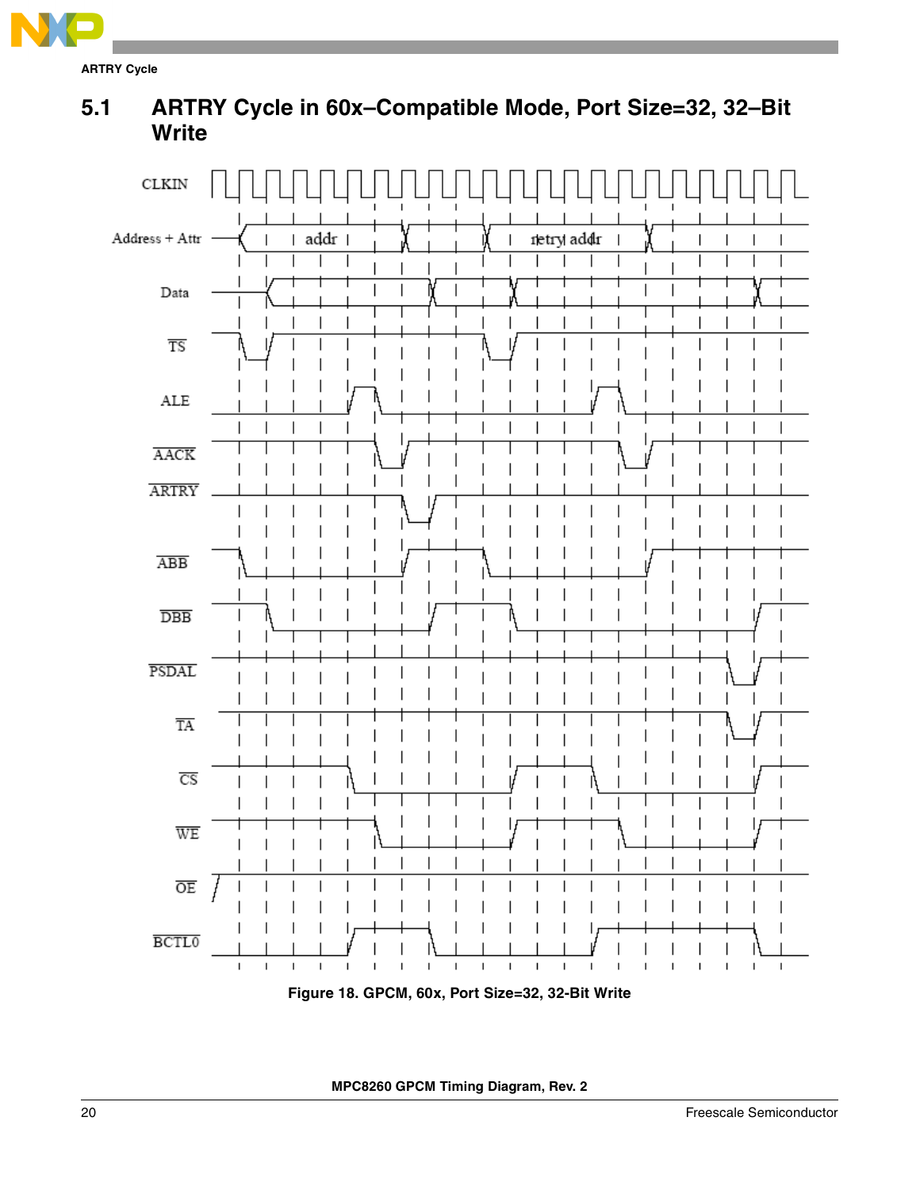## 5.1 ARTRY Cycle in 60x–Compatible Mode, Port Size=32, 32–Bit Write

**Figure 18. GPCM, 60x, Port Size=32, 32-Bit Write**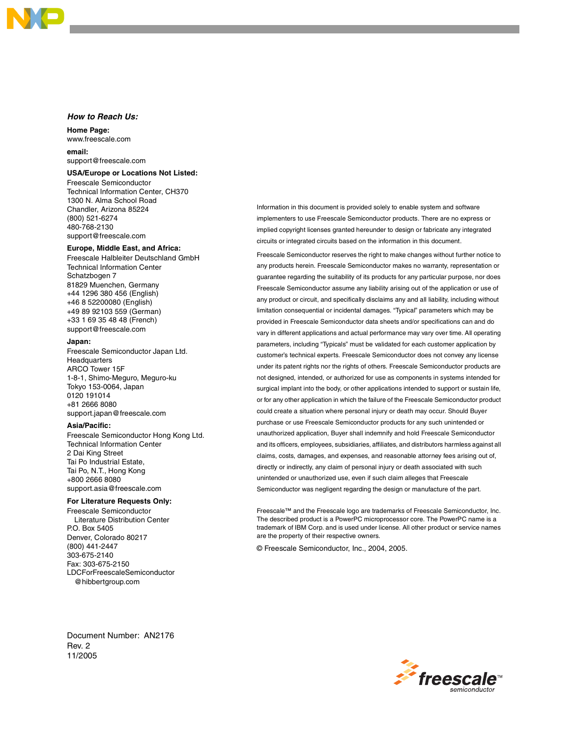### *How to Reach Us:*

**Home Page:**
www.freescale.com

**email:**
support@freescale.com

**USA/Europe or Locations Not Listed:**
Freescale Semiconductor
Technical Information Center, CH370
1300 N. Alma School Road
Chandler, Arizona 85224
(800) 521-6274
480-768-2130
support@freescale.com

**Europe, Middle East, and Africa:**
Freescale Halbleiter Deutschland GmbH
Technical Information Center
Schatzbogen 7
81829 Muenchen, Germany
+44 1296 380 456 (English)
+46 8 52200080 (English)
+49 89 92103 559 (German)
+33 1 69 35 48 48 (French)
support@freescale.com

**Japan:**
Freescale Semiconductor Japan Ltd.
Headquarters
ARCO Tower 15F
1-8-1, Shimo-Meguro, Meguro-ku
Tokyo 153-0064, Japan
0120 191014
+81 2666 8080
support.japan@freescale.com

**Asia/Pacific:**
Freescale Semiconductor Hong Kong Ltd.
Technical Information Center
2 Dai King Street
Tai Po Industrial Estate,
Tai Po, N.T., Hong Kong
+800 2666 8080
support.asia@freescale.com

**For Literature Requests Only:**
Freescale Semiconductor
Literature Distribution Center
P.O. Box 5405
Denver, Colorado 80217
(800) 441-2447
303-675-2140
Fax: 303-675-2150
LDCForFreescaleSemiconductor
@hibbertgroup.com

Information in this document is provided solely to enable system and software implementers to use Freescale Semiconductor products. There are no express or implied copyright licenses granted hereunder to design or fabricate any integrated circuits or integrated circuits based on the information in this document.

Freescale Semiconductor reserves the right to make changes without further notice to any products herein. Freescale Semiconductor makes no warranty, representation or guarantee regarding the suitability of its products for any particular purpose, nor does Freescale Semiconductor assume any liability arising out of the application or use of any product or circuit, and specifically disclaims any and all liability, including without limitation consequential or incidental damages. "Typical" parameters which may be provided in Freescale Semiconductor data sheets and/or specifications can and do vary in different applications and actual performance may vary over time. All operating parameters, including "Typicals" must be validated for each customer application by customer's technical experts. Freescale Semiconductor does not convey any license under its patent rights nor the rights of others. Freescale Semiconductor products are not designed, intended, or authorized for use as components in systems intended for surgical implant into the body, or other applications intended to support or sustain life, or for any other application in which the failure of the Freescale Semiconductor product could create a situation where personal injury or death may occur. Should Buyer purchase or use Freescale Semiconductor products for any such unintended or unauthorized application, Buyer shall indemnify and hold Freescale Semiconductor and its officers, employees, subsidiaries, affiliates, and distributors harmless against all claims, costs, damages, and expenses, and reasonable attorney fees arising out of, directly or indirectly, any claim of personal injury or death associated with such unintended or unauthorized use, even if such claim alleges that Freescale Semiconductor was negligent regarding the design or manufacture of the part.

Freescale™ and the Freescale logo are trademarks of Freescale Semiconductor, Inc. The described product is a PowerPC microprocessor core. The PowerPC name is a trademark of IBM Corp. and is used under license. All other product or service names are the property of their respective owners.

© Freescale Semiconductor, Inc., 2004, 2005.

Document Number: AN2176
Rev. 2
11/2005